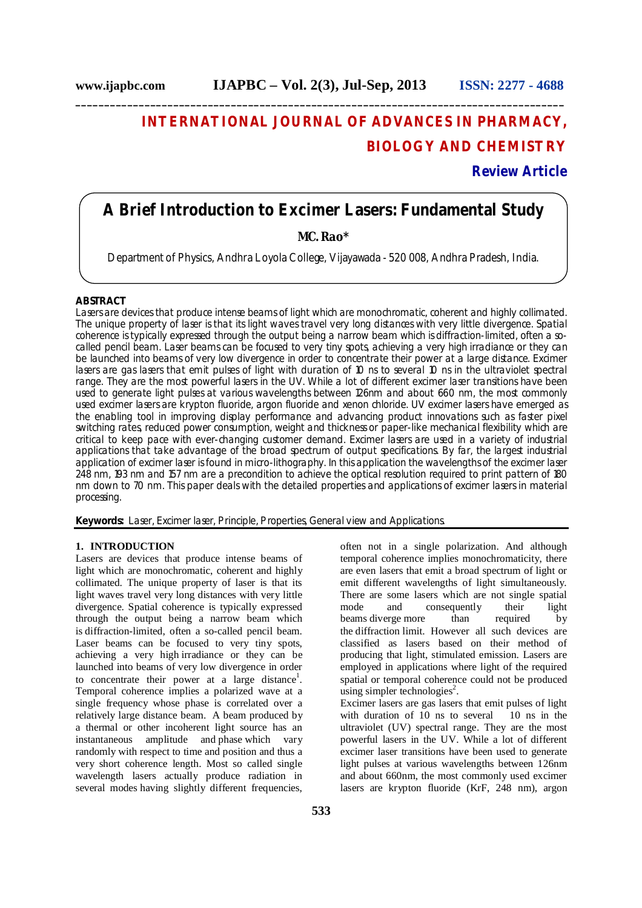# INTERNATIONAL JOURNAL OF ADVANCES IN PHARMACY, BIOLOGY AND CHEMISTRY

**Review Article**

# A Brief Introduction to Excimer Lasers: Fundamental Study

**MC. Rao***

Department of Physics, Andhra Loyola College, Vijayawada - 520 008, Andhra Pradesh, India.

## ABSTRACT

Lasers are devices that produce intense beams of light which are monochromatic, coherent and highly collimated. The unique property of laser is that its light waves travel very long distances with very little divergence. Spatial coherence is typically expressed through the output being a narrow beam which is diffraction-limited, often a so-called pencil beam. Laser beams can be focused to very tiny spots, achieving a very high irradiance or they can be launched into beams of very low divergence in order to concentrate their power at a large distance. Excimer lasers are gas lasers that emit pulses of light with duration of 10 ns to several 10 ns in the ultraviolet spectral range. They are the most powerful lasers in the UV. While a lot of different excimer laser transitions have been used to generate light pulses at various wavelengths between 126nm and about 660 nm, the most commonly used excimer lasers are krypton fluoride, argon fluoride and xenon chloride. UV excimer lasers have emerged as the enabling tool in improving display performance and advancing product innovations such as faster pixel switching rates, reduced power consumption, weight and thickness or paper-like mechanical flexibility which are critical to keep pace with ever-changing customer demand. Excimer lasers are used in a variety of industrial applications that take advantage of the broad spectrum of output specifications. By far, the largest industrial application of excimer laser is found in micro-lithography. In this application the wavelengths of the excimer laser 248 nm, 193 nm and 157 nm are a precondition to achieve the optical resolution required to print pattern of 180 nm down to 70 nm. This paper deals with the detailed properties and applications of excimer lasers in material processing.

**Keywords:** Laser, Excimer laser, Principle, Properties, General view and Applications.

## 1. INTRODUCTION

Lasers are devices that produce intense beams of light which are monochromatic, coherent and highly collimated. The unique property of laser is that its light waves travel very long distances with very little divergence. Spatial coherence is typically expressed through the output being a narrow beam which is diffraction-limited, often a so-called pencil beam. Laser beams can be focused to very tiny spots, achieving a very high irradiance or they can be launched into beams of very low divergence in order to concentrate their power at a large distance[1]. Temporal coherence implies a polarized wave at a single frequency whose phase is correlated over a relatively large distance beam. A beam produced by a thermal or other incoherent light source has an instantaneous amplitude and phase which vary randomly with respect to time and position and thus a very short coherence length. Most so called single wavelength lasers actually produce radiation in several modes having slightly different frequencies, often not in a single polarization. And although temporal coherence implies monochromaticity, there are even lasers that emit a broad spectrum of light or emit different wavelengths of light simultaneously. There are some lasers which are not single spatial mode and consequently their light beams diverge more than required by the diffraction limit. However all such devices are classified as lasers based on their method of producing that light, stimulated emission. Lasers are employed in applications where light of the required spatial or temporal coherence could not be produced using simpler technologies[2].

Excimer lasers are gas lasers that emit pulses of light with duration of 10 ns to several 10 ns in the ultraviolet (UV) spectral range. They are the most powerful lasers in the UV. While a lot of different excimer laser transitions have been used to generate light pulses at various wavelengths between 126nm and about 660nm, the most commonly used excimer lasers are krypton fluoride (KrF, 248 nm), argon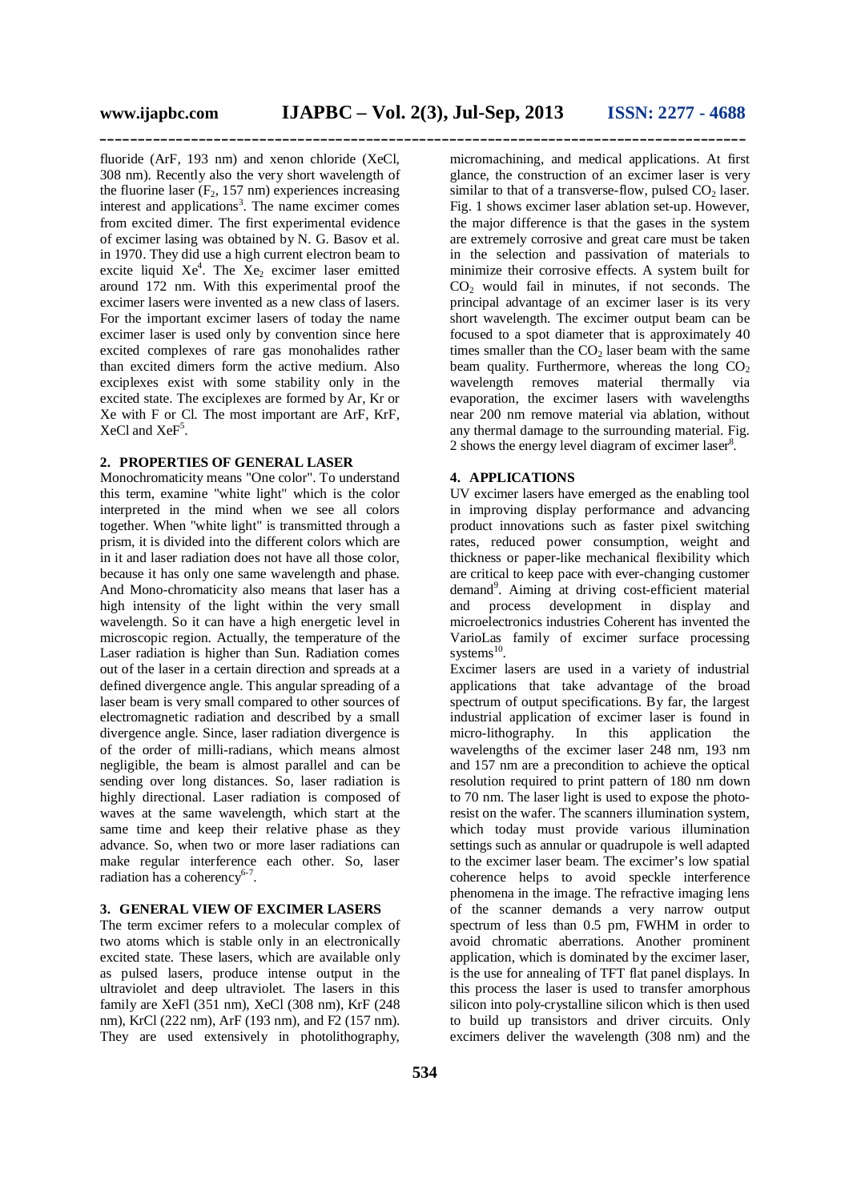fluoride (ArF, 193 nm) and xenon chloride (XeCl, 308 nm). Recently also the very short wavelength of the fluorine laser ($F_2$, 157 nm) experiences increasing interest and applications[3]. The name excimer comes from excited dimer. The first experimental evidence of excimer lasing was obtained by N. G. Basov et al. in 1970. They did use a high current electron beam to excite liquid Xe[4]. The $Xe_2$ excimer laser emitted around 172 nm. With this experimental proof the excimer lasers were invented as a new class of lasers. For the important excimer lasers of today the name excimer laser is used only by convention since here excited complexes of rare gas monohalides rather than excited dimers form the active medium. Also exciplexes exist with some stability only in the excited state. The exciplexes are formed by Ar, Kr or Xe with F or Cl. The most important are ArF, KrF, XeCl and XeF[5].

## 2. PROPERTIES OF GENERAL LASER

Monochromaticity means "One color". To understand this term, examine "white light" which is the color interpreted in the mind when we see all colors together. When "white light" is transmitted through a prism, it is divided into the different colors which are in it and laser radiation does not have all those color, because it has only one same wavelength and phase. And Mono-chromaticity also means that laser has a high intensity of the light within the very small wavelength. So it can have a high energetic level in microscopic region. Actually, the temperature of the Laser radiation is higher than Sun. Radiation comes out of the laser in a certain direction and spreads at a defined divergence angle. This angular spreading of a laser beam is very small compared to other sources of electromagnetic radiation and described by a small divergence angle. Since, laser radiation divergence is of the order of milli-radians, which means almost negligible, the beam is almost parallel and can be sending over long distances. So, laser radiation is highly directional. Laser radiation is composed of waves at the same wavelength, which start at the same time and keep their relative phase as they advance. So, when two or more laser radiations can make regular interference each other. So, laser radiation has a coherency[6-7].

## 3. GENERAL VIEW OF EXCIMER LASERS

The term excimer refers to a molecular complex of two atoms which is stable only in an electronically excited state. These lasers, which are available only as pulsed lasers, produce intense output in the ultraviolet and deep ultraviolet. The lasers in this family are XeFl (351 nm), XeCl (308 nm), KrF (248 nm), KrCl (222 nm), ArF (193 nm), and F2 (157 nm). They are used extensively in photolithography, micromachining, and medical applications. At first glance, the construction of an excimer laser is very similar to that of a transverse-flow, pulsed $CO_2$ laser. Fig. 1 shows excimer laser ablation set-up. However, the major difference is that the gases in the system are extremely corrosive and great care must be taken in the selection and passivation of materials to minimize their corrosive effects. A system built for $CO_2$ would fail in minutes, if not seconds. The principal advantage of an excimer laser is its very short wavelength. The excimer output beam can be focused to a spot diameter that is approximately 40 times smaller than the $CO_2$ laser beam with the same beam quality. Furthermore, whereas the long $CO_2$ wavelength removes material thermally via evaporation, the excimer lasers with wavelengths near 200 nm remove material via ablation, without any thermal damage to the surrounding material. Fig. 2 shows the energy level diagram of excimer laser[8].

## 4. APPLICATIONS

UV excimer lasers have emerged as the enabling tool in improving display performance and advancing product innovations such as faster pixel switching rates, reduced power consumption, weight and thickness or paper-like mechanical flexibility which are critical to keep pace with ever-changing customer demand[9]. Aiming at driving cost-efficient material and process development in display and microelectronics industries Coherent has invented the VarioLas family of excimer surface processing systems[10].

Excimer lasers are used in a variety of industrial applications that take advantage of the broad spectrum of output specifications. By far, the largest industrial application of excimer laser is found in micro-lithography. In this application the wavelengths of the excimer laser 248 nm, 193 nm and 157 nm are a precondition to achieve the optical resolution required to print pattern of 180 nm down to 70 nm. The laser light is used to expose the photo-resist on the wafer. The scanners illumination system, which today must provide various illumination settings such as annular or quadrupole is well adapted to the excimer laser beam. The excimer's low spatial coherence helps to avoid speckle interference phenomena in the image. The refractive imaging lens of the scanner demands a very narrow output spectrum of less than 0.5 pm, FWHM in order to avoid chromatic aberrations. Another prominent application, which is dominated by the excimer laser, is the use for annealing of TFT flat panel displays. In this process the laser is used to transfer amorphous silicon into poly-crystalline silicon which is then used to build up transistors and driver circuits. Only excimers deliver the wavelength (308 nm) and the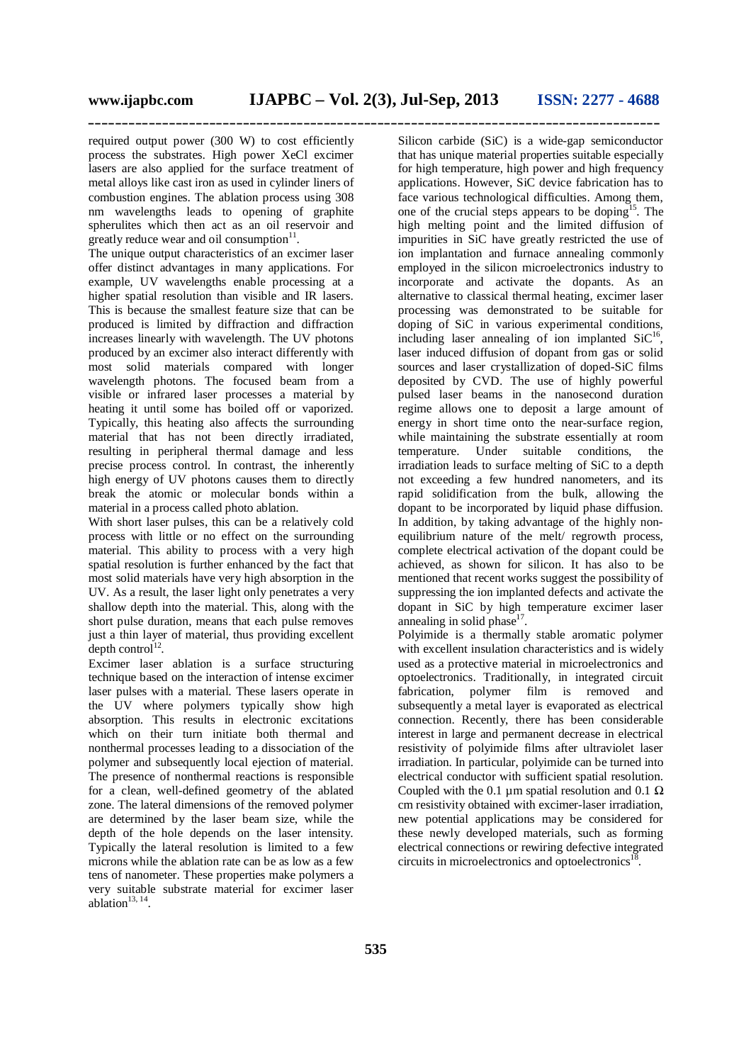required output power (300 W) to cost efficiently process the substrates. High power XeCl excimer lasers are also applied for the surface treatment of metal alloys like cast iron as used in cylinder liners of combustion engines. The ablation process using 308 nm wavelengths leads to opening of graphite spherulites which then act as an oil reservoir and greatly reduce wear and oil consumption[11].

The unique output characteristics of an excimer laser offer distinct advantages in many applications. For example, UV wavelengths enable processing at a higher spatial resolution than visible and IR lasers. This is because the smallest feature size that can be produced is limited by diffraction and diffraction increases linearly with wavelength. The UV photons produced by an excimer also interact differently with most solid materials compared with longer wavelength photons. The focused beam from a visible or infrared laser processes a material by heating it until some has boiled off or vaporized. Typically, this heating also affects the surrounding material that has not been directly irradiated, resulting in peripheral thermal damage and less precise process control. In contrast, the inherently high energy of UV photons causes them to directly break the atomic or molecular bonds within a material in a process called photo ablation.

With short laser pulses, this can be a relatively cold process with little or no effect on the surrounding material. This ability to process with a very high spatial resolution is further enhanced by the fact that most solid materials have very high absorption in the UV. As a result, the laser light only penetrates a very shallow depth into the material. This, along with the short pulse duration, means that each pulse removes just a thin layer of material, thus providing excellent depth control[12].

Excimer laser ablation is a surface structuring technique based on the interaction of intense excimer laser pulses with a material. These lasers operate in the UV where polymers typically show high absorption. This results in electronic excitations which on their turn initiate both thermal and nonthermal processes leading to a dissociation of the polymer and subsequently local ejection of material. The presence of nonthermal reactions is responsible for a clean, well-defined geometry of the ablated zone. The lateral dimensions of the removed polymer are determined by the laser beam size, while the depth of the hole depends on the laser intensity. Typically the lateral resolution is limited to a few microns while the ablation rate can be as low as a few tens of nanometer. These properties make polymers a very suitable substrate material for excimer laser ablation[13, 14].

Silicon carbide (SiC) is a wide-gap semiconductor that has unique material properties suitable especially for high temperature, high power and high frequency applications. However, SiC device fabrication has to face various technological difficulties. Among them, one of the crucial steps appears to be doping[15]. The high melting point and the limited diffusion of impurities in SiC have greatly restricted the use of ion implantation and furnace annealing commonly employed in the silicon microelectronics industry to incorporate and activate the dopants. As an alternative to classical thermal heating, excimer laser processing was demonstrated to be suitable for doping of SiC in various experimental conditions, including laser annealing of ion implanted SiC[16], laser induced diffusion of dopant from gas or solid sources and laser crystallization of doped-SiC films deposited by CVD. The use of highly powerful pulsed laser beams in the nanosecond duration regime allows one to deposit a large amount of energy in short time onto the near-surface region, while maintaining the substrate essentially at room temperature. Under suitable conditions, the irradiation leads to surface melting of SiC to a depth not exceeding a few hundred nanometers, and its rapid solidification from the bulk, allowing the dopant to be incorporated by liquid phase diffusion. In addition, by taking advantage of the highly non-equilibrium nature of the melt/ regrowth process, complete electrical activation of the dopant could be achieved, as shown for silicon. It has also to be mentioned that recent works suggest the possibility of suppressing the ion implanted defects and activate the dopant in SiC by high temperature excimer laser annealing in solid phase[17].

Polyimide is a thermally stable aromatic polymer with excellent insulation characteristics and is widely used as a protective material in microelectronics and optoelectronics. Traditionally, in integrated circuit fabrication, polymer film is removed and subsequently a metal layer is evaporated as electrical connection. Recently, there has been considerable interest in large and permanent decrease in electrical resistivity of polyimide films after ultraviolet laser irradiation. In particular, polyimide can be turned into electrical conductor with sufficient spatial resolution. Coupled with the 0.1 µm spatial resolution and 0.1 Ω cm resistivity obtained with excimer-laser irradiation, new potential applications may be considered for these newly developed materials, such as forming electrical connections or rewiring defective integrated circuits in microelectronics and optoelectronics[18].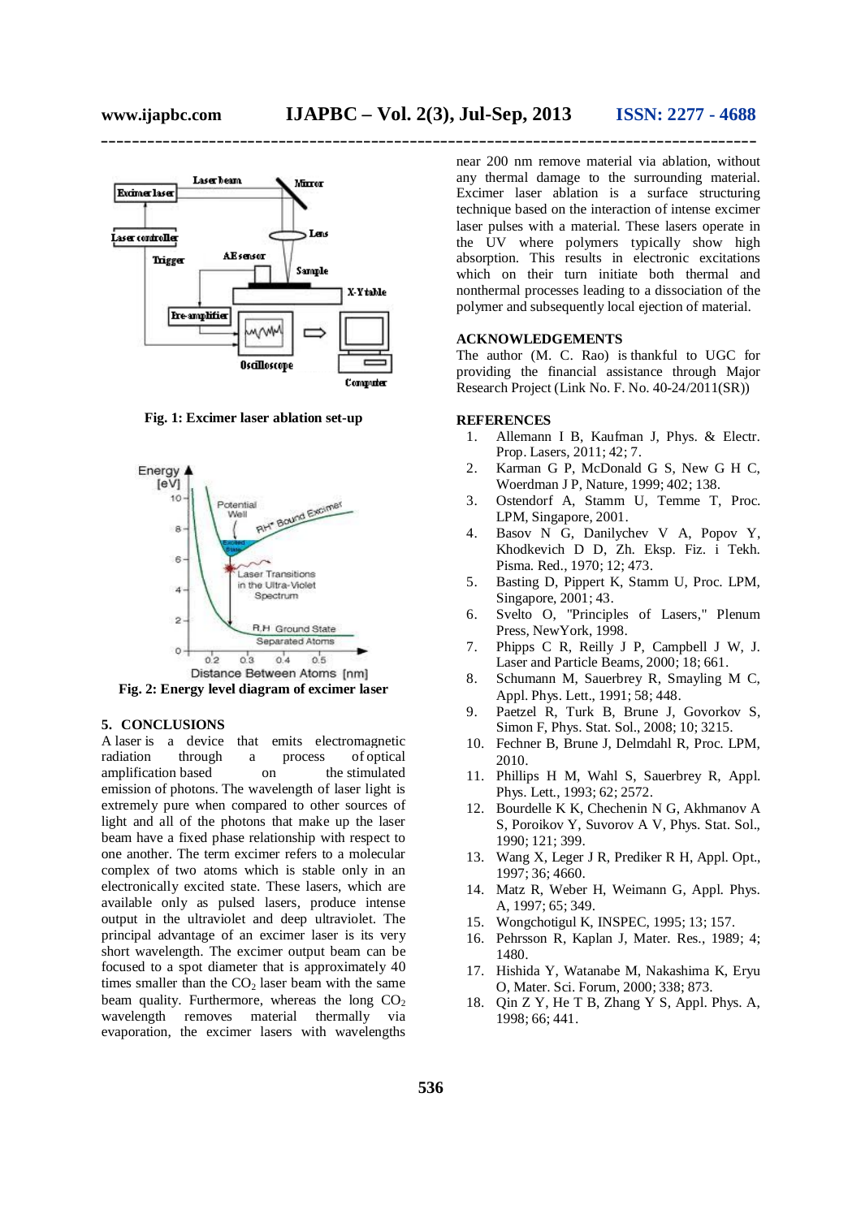Excimer laser

Laser beam

Mirror

Laser controller

Lens

Trigger

AE sensor

Sample

X-Y table

Pre-amplifier

Oscilloscope

Computer

**Fig. 1: Excimer laser ablation set-up**

Energy [eV]

10

8

6

4

2

0

Potential Well

RH* Bound Excimer

Excited State

Laser Transitions in the Ultra-Violet Spectrum

R.H Ground State Separated Atoms

0.2 0.3 0.4 0.5

Distance Between Atoms [nm]

**Fig. 2: Energy level diagram of excimer laser**

## 5. CONCLUSIONS

A laser is a device that emits electromagnetic radiation through a process of optical amplification based on the stimulated emission of photons. The wavelength of laser light is extremely pure when compared to other sources of light and all of the photons that make up the laser beam have a fixed phase relationship with respect to one another. The term excimer refers to a molecular complex of two atoms which is stable only in an electronically excited state. These lasers, which are available only as pulsed lasers, produce intense output in the ultraviolet and deep ultraviolet. The principal advantage of an excimer laser is its very short wavelength. The excimer output beam can be focused to a spot diameter that is approximately 40 times smaller than the $CO_2$ laser beam with the same beam quality. Furthermore, whereas the long $CO_2$ wavelength removes material thermally via evaporation, the excimer lasers with wavelengths near 200 nm remove material via ablation, without any thermal damage to the surrounding material. Excimer laser ablation is a surface structuring technique based on the interaction of intense excimer laser pulses with a material. These lasers operate in the UV where polymers typically show high absorption. This results in electronic excitations which on their turn initiate both thermal and nonthermal processes leading to a dissociation of the polymer and subsequently local ejection of material.

## ACKNOWLEDGEMENTS

The author (M. C. Rao) is thankful to UGC for providing the financial assistance through Major Research Project (Link No. F. No. 40-24/2011(SR))

## REFERENCES

1. Allemann I B, Kaufman J, Phys. & Electr. Prop. Lasers, 2011; 42; 7.
2. Karman G P, McDonald G S, New G H C, Woerdman J P, Nature, 1999; 402; 138.
3. Ostendorf A, Stamm U, Temme T, Proc. LPM, Singapore, 2001.
4. Basov N G, Danilychev V A, Popov Y, Khodkevich D D, Zh. Eksp. Fiz. i Tekh. Pisma. Red., 1970; 12; 473.
5. Basting D, Pippert K, Stamm U, Proc. LPM, Singapore, 2001; 43.
6. Svelto O, "Principles of Lasers," Plenum Press, NewYork, 1998.
7. Phipps C R, Reilly J P, Campbell J W, J. Laser and Particle Beams, 2000; 18; 661.
8. Schumann M, Sauerbrey R, Smayling M C, Appl. Phys. Lett., 1991; 58; 448.
9. Paetzel R, Turk B, Brune J, Govorkov S, Simon F, Phys. Stat. Sol., 2008; 10; 3215.
10. Fechner B, Brune J, Delmdahl R, Proc. LPM, 2010.
11. Phillips H M, Wahl S, Sauerbrey R, Appl. Phys. Lett., 1993; 62; 2572.
12. Bourdelle K K, Chechenin N G, Akhmanov A S, Poroikov Y, Suvorov A V, Phys. Stat. Sol., 1990; 121; 399.
13. Wang X, Leger J R, Prediker R H, Appl. Opt., 1997; 36; 4660.
14. Matz R, Weber H, Weimann G, Appl. Phys. A, 1997; 65; 349.
15. Wongchotigul K, INSPEC, 1995; 13; 157.
16. Pehrsson R, Kaplan J, Mater. Res., 1989; 4; 1480.
17. Hishida Y, Watanabe M, Nakashima K, Eryu O, Mater. Sci. Forum, 2000; 338; 873.
18. Qin Z Y, He T B, Zhang Y S, Appl. Phys. A, 1998; 66; 441.